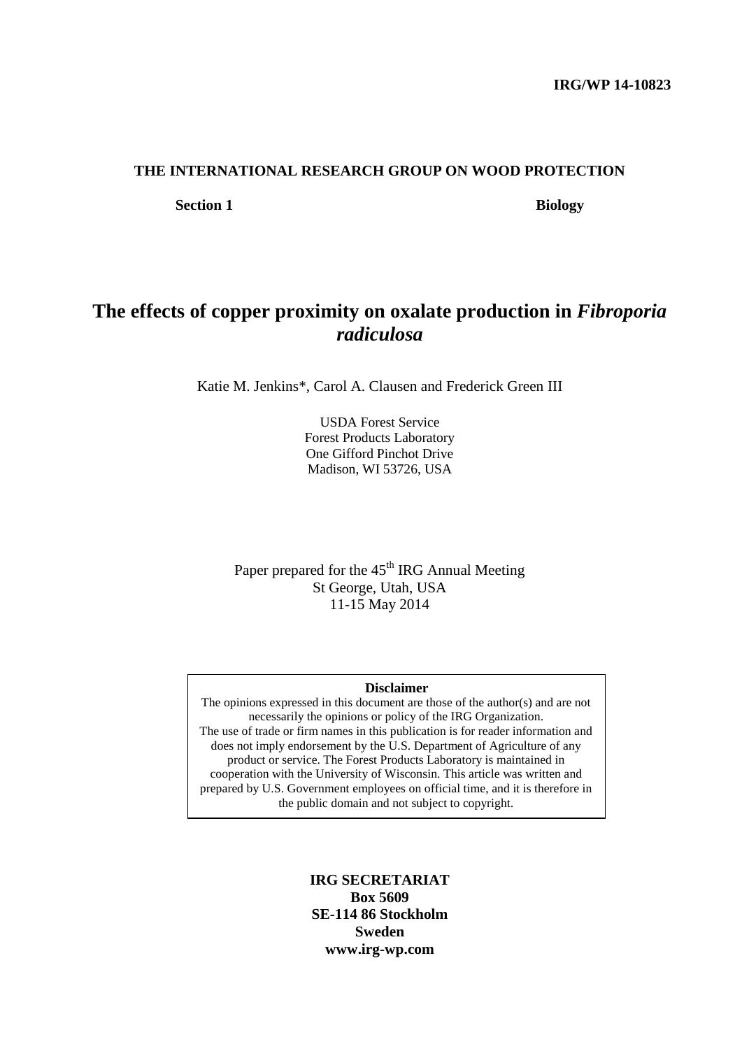**IRG/WP 14-10823**

**THE INTERNATIONAL RESEARCH GROUP ON WOOD PROTECTION**

**Section 1** **Biology**

# The effects of copper proximity on oxalate production in *Fibroporia radiculosa*

Katie M. Jenkins*, Carol A. Clausen and Frederick Green III

USDA Forest Service
Forest Products Laboratory
One Gifford Pinchot Drive
Madison, WI 53726, USA

Paper prepared for the 45th IRG Annual Meeting
St George, Utah, USA
11-15 May 2014

**Disclaimer**
The opinions expressed in this document are those of the author(s) and are not necessarily the opinions or policy of the IRG Organization.
The use of trade or firm names in this publication is for reader information and does not imply endorsement by the U.S. Department of Agriculture of any product or service. The Forest Products Laboratory is maintained in cooperation with the University of Wisconsin. This article was written and prepared by U.S. Government employees on official time, and it is therefore in the public domain and not subject to copyright.

**IRG SECRETARIAT**
**Box 5609**
**SE-114 86 Stockholm**
**Sweden**
**www.irg-wp.com**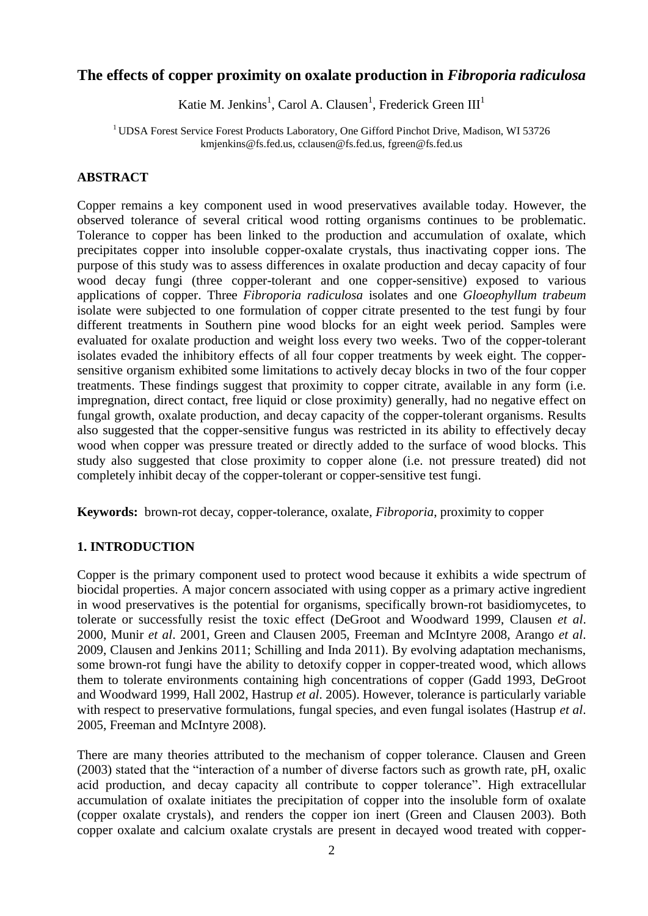# The effects of copper proximity on oxalate production in *Fibroporia radiculosa*

Katie M. Jenkins[1], Carol A. Clausen[1], Frederick Green III[1]

[1] UDSA Forest Service Forest Products Laboratory, One Gifford Pinchot Drive, Madison, WI 53726
kmjenkins@fs.fed.us, cclausen@fs.fed.us, fgreen@fs.fed.us

## ABSTRACT

Copper remains a key component used in wood preservatives available today. However, the observed tolerance of several critical wood rotting organisms continues to be problematic. Tolerance to copper has been linked to the production and accumulation of oxalate, which precipitates copper into insoluble copper-oxalate crystals, thus inactivating copper ions. The purpose of this study was to assess differences in oxalate production and decay capacity of four wood decay fungi (three copper-tolerant and one copper-sensitive) exposed to various applications of copper. Three *Fibroporia radiculosa* isolates and one *Gloeophyllum trabeum* isolate were subjected to one formulation of copper citrate presented to the test fungi by four different treatments in Southern pine wood blocks for an eight week period. Samples were evaluated for oxalate production and weight loss every two weeks. Two of the copper-tolerant isolates evaded the inhibitory effects of all four copper treatments by week eight. The copper-sensitive organism exhibited some limitations to actively decay blocks in two of the four copper treatments. These findings suggest that proximity to copper citrate, available in any form (i.e. impregnation, direct contact, free liquid or close proximity) generally, had no negative effect on fungal growth, oxalate production, and decay capacity of the copper-tolerant organisms. Results also suggested that the copper-sensitive fungus was restricted in its ability to effectively decay wood when copper was pressure treated or directly added to the surface of wood blocks. This study also suggested that close proximity to copper alone (i.e. not pressure treated) did not completely inhibit decay of the copper-tolerant or copper-sensitive test fungi.

**Keywords:** brown-rot decay, copper-tolerance, oxalate, *Fibroporia*, proximity to copper

## 1. INTRODUCTION

Copper is the primary component used to protect wood because it exhibits a wide spectrum of biocidal properties. A major concern associated with using copper as a primary active ingredient in wood preservatives is the potential for organisms, specifically brown-rot basidiomycetes, to tolerate or successfully resist the toxic effect (DeGroot and Woodward 1999, Clausen *et al*. 2000, Munir *et al*. 2001, Green and Clausen 2005, Freeman and McIntyre 2008, Arango *et al*. 2009, Clausen and Jenkins 2011; Schilling and Inda 2011). By evolving adaptation mechanisms, some brown-rot fungi have the ability to detoxify copper in copper-treated wood, which allows them to tolerate environments containing high concentrations of copper (Gadd 1993, DeGroot and Woodward 1999, Hall 2002, Hastrup *et al*. 2005). However, tolerance is particularly variable with respect to preservative formulations, fungal species, and even fungal isolates (Hastrup *et al*. 2005, Freeman and McIntyre 2008).

There are many theories attributed to the mechanism of copper tolerance. Clausen and Green (2003) stated that the "interaction of a number of diverse factors such as growth rate, pH, oxalic acid production, and decay capacity all contribute to copper tolerance". High extracellular accumulation of oxalate initiates the precipitation of copper into the insoluble form of oxalate (copper oxalate crystals), and renders the copper ion inert (Green and Clausen 2003). Both copper oxalate and calcium oxalate crystals are present in decayed wood treated with copper-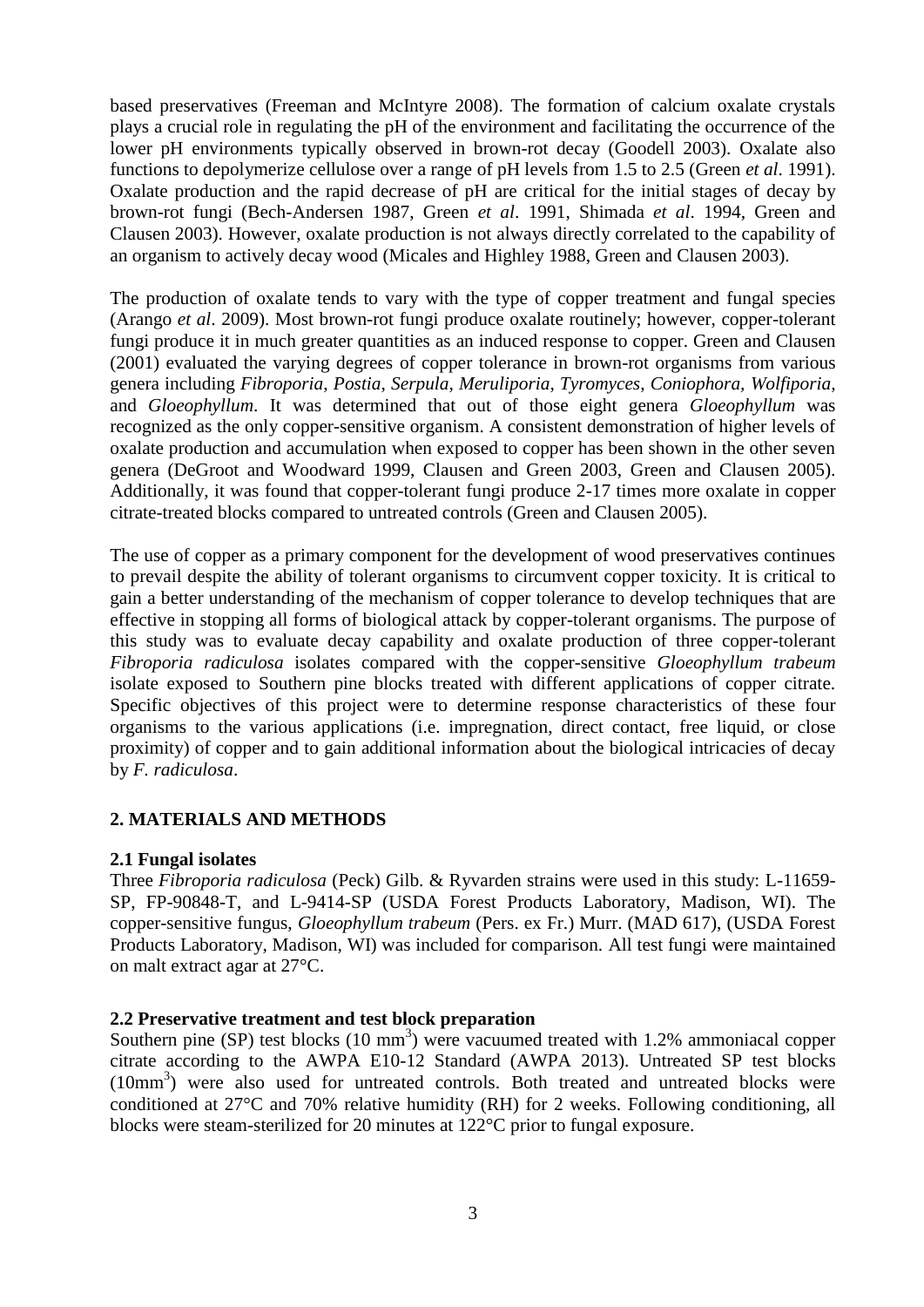based preservatives (Freeman and McIntyre 2008). The formation of calcium oxalate crystals plays a crucial role in regulating the pH of the environment and facilitating the occurrence of the lower pH environments typically observed in brown-rot decay (Goodell 2003). Oxalate also functions to depolymerize cellulose over a range of pH levels from 1.5 to 2.5 (Green *et al*. 1991). Oxalate production and the rapid decrease of pH are critical for the initial stages of decay by brown-rot fungi (Bech-Andersen 1987, Green *et al*. 1991, Shimada *et al*. 1994, Green and Clausen 2003). However, oxalate production is not always directly correlated to the capability of an organism to actively decay wood (Micales and Highley 1988, Green and Clausen 2003).

The production of oxalate tends to vary with the type of copper treatment and fungal species (Arango *et al*. 2009). Most brown-rot fungi produce oxalate routinely; however, copper-tolerant fungi produce it in much greater quantities as an induced response to copper. Green and Clausen (2001) evaluated the varying degrees of copper tolerance in brown-rot organisms from various genera including *Fibroporia*, *Postia*, *Serpula*, *Meruliporia*, *Tyromyces*, *Coniophora*, *Wolfiporia*, and *Gloeophyllum*. It was determined that out of those eight genera *Gloeophyllum* was recognized as the only copper-sensitive organism. A consistent demonstration of higher levels of oxalate production and accumulation when exposed to copper has been shown in the other seven genera (DeGroot and Woodward 1999, Clausen and Green 2003, Green and Clausen 2005). Additionally, it was found that copper-tolerant fungi produce 2-17 times more oxalate in copper citrate-treated blocks compared to untreated controls (Green and Clausen 2005).

The use of copper as a primary component for the development of wood preservatives continues to prevail despite the ability of tolerant organisms to circumvent copper toxicity. It is critical to gain a better understanding of the mechanism of copper tolerance to develop techniques that are effective in stopping all forms of biological attack by copper-tolerant organisms. The purpose of this study was to evaluate decay capability and oxalate production of three copper-tolerant *Fibroporia radiculosa* isolates compared with the copper-sensitive *Gloeophyllum trabeum* isolate exposed to Southern pine blocks treated with different applications of copper citrate. Specific objectives of this project were to determine response characteristics of these four organisms to the various applications (i.e. impregnation, direct contact, free liquid, or close proximity) of copper and to gain additional information about the biological intricacies of decay by *F. radiculosa*.

## 2. MATERIALS AND METHODS

### 2.1 Fungal isolates

Three *Fibroporia radiculosa* (Peck) Gilb. & Ryvarden strains were used in this study: L-11659-SP, FP-90848-T, and L-9414-SP (USDA Forest Products Laboratory, Madison, WI). The copper-sensitive fungus, *Gloeophyllum trabeum* (Pers. ex Fr.) Murr. (MAD 617), (USDA Forest Products Laboratory, Madison, WI) was included for comparison. All test fungi were maintained on malt extract agar at 27°C.

### 2.2 Preservative treatment and test block preparation

Southern pine (SP) test blocks (10 $mm^3$) were vacuumed treated with 1.2% ammoniacal copper citrate according to the AWPA E10-12 Standard (AWPA 2013). Untreated SP test blocks (10$mm^3$) were also used for untreated controls. Both treated and untreated blocks were conditioned at 27°C and 70% relative humidity (RH) for 2 weeks. Following conditioning, all blocks were steam-sterilized for 20 minutes at 122°C prior to fungal exposure.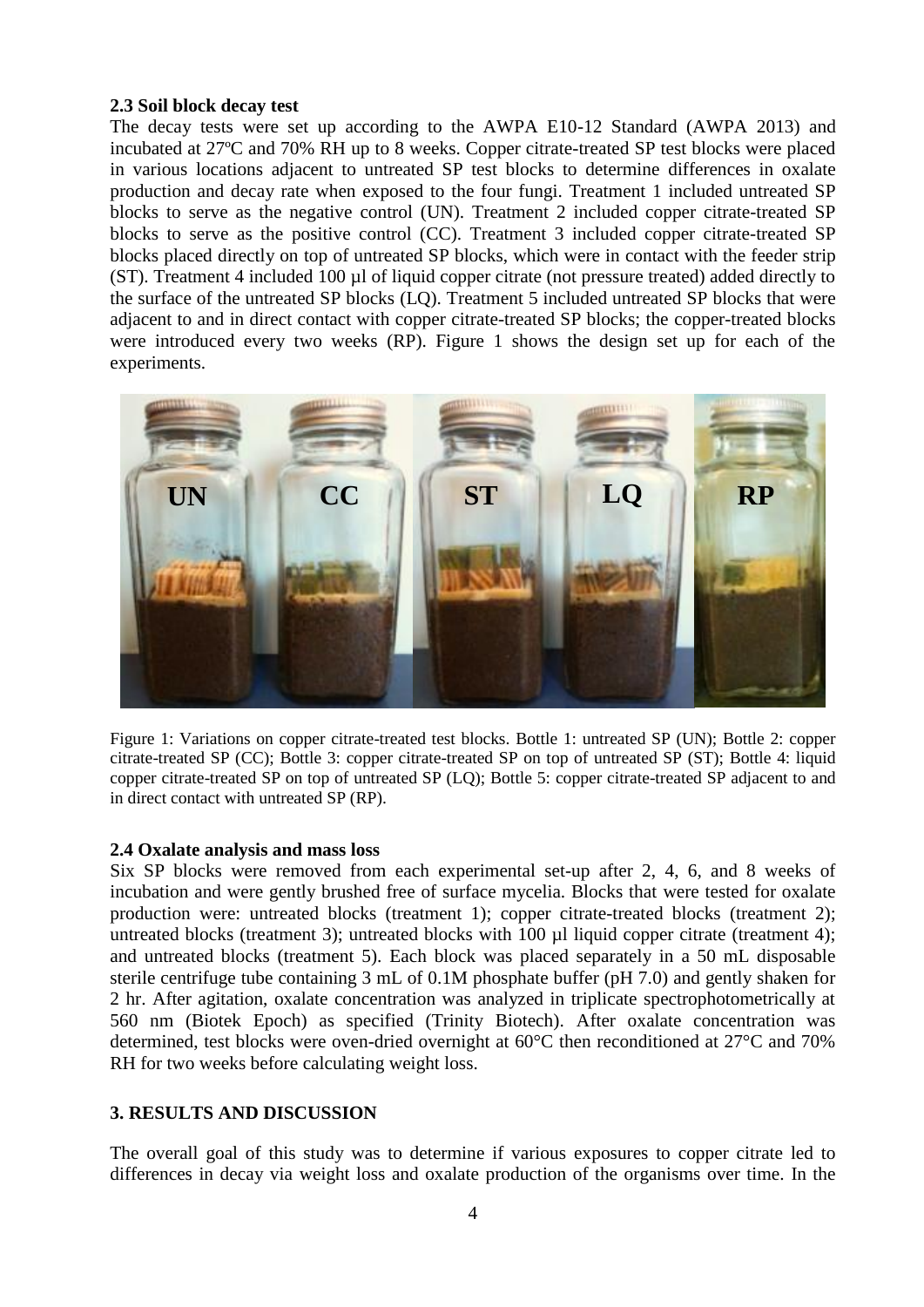### 2.3 Soil block decay test

The decay tests were set up according to the AWPA E10-12 Standard (AWPA 2013) and incubated at 27ºC and 70% RH up to 8 weeks. Copper citrate-treated SP test blocks were placed in various locations adjacent to untreated SP test blocks to determine differences in oxalate production and decay rate when exposed to the four fungi. Treatment 1 included untreated SP blocks to serve as the negative control (UN). Treatment 2 included copper citrate-treated SP blocks to serve as the positive control (CC). Treatment 3 included copper citrate-treated SP blocks placed directly on top of untreated SP blocks, which were in contact with the feeder strip (ST). Treatment 4 included 100 µl of liquid copper citrate (not pressure treated) added directly to the surface of the untreated SP blocks (LQ). Treatment 5 included untreated SP blocks that were adjacent to and in direct contact with copper citrate-treated SP blocks; the copper-treated blocks were introduced every two weeks (RP). Figure 1 shows the design set up for each of the experiments.

Figure 1: Variations on copper citrate-treated test blocks. Bottle 1: untreated SP (UN); Bottle 2: copper citrate-treated SP (CC); Bottle 3: copper citrate-treated SP on top of untreated SP (ST); Bottle 4: liquid copper citrate-treated SP on top of untreated SP (LQ); Bottle 5: copper citrate-treated SP adjacent to and in direct contact with untreated SP (RP).

### 2.4 Oxalate analysis and mass loss

Six SP blocks were removed from each experimental set-up after 2, 4, 6, and 8 weeks of incubation and were gently brushed free of surface mycelia. Blocks that were tested for oxalate production were: untreated blocks (treatment 1); copper citrate-treated blocks (treatment 2); untreated blocks (treatment 3); untreated blocks with 100 µl liquid copper citrate (treatment 4); and untreated blocks (treatment 5). Each block was placed separately in a 50 mL disposable sterile centrifuge tube containing 3 mL of 0.1M phosphate buffer (pH 7.0) and gently shaken for 2 hr. After agitation, oxalate concentration was analyzed in triplicate spectrophotometrically at 560 nm (Biotek Epoch) as specified (Trinity Biotech). After oxalate concentration was determined, test blocks were oven-dried overnight at 60°C then reconditioned at 27°C and 70% RH for two weeks before calculating weight loss.

## 3. RESULTS AND DISCUSSION

The overall goal of this study was to determine if various exposures to copper citrate led to differences in decay via weight loss and oxalate production of the organisms over time. In the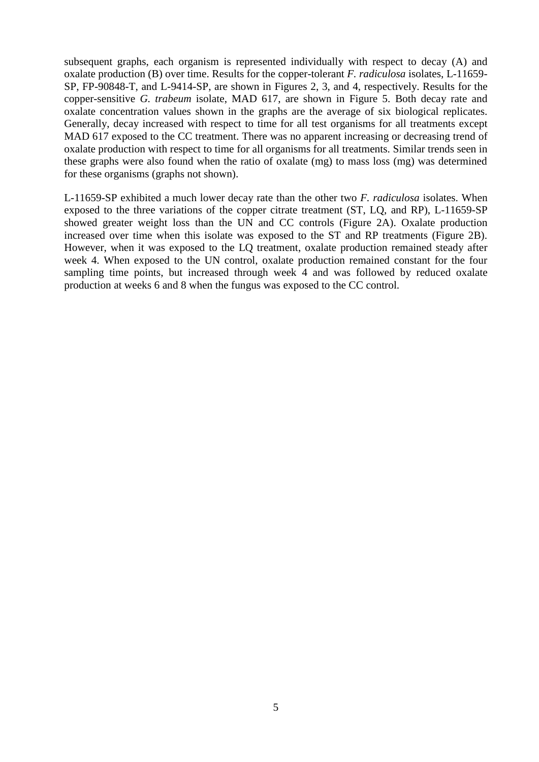subsequent graphs, each organism is represented individually with respect to decay (A) and oxalate production (B) over time. Results for the copper-tolerant *F. radiculosa* isolates, L-11659-SP, FP-90848-T, and L-9414-SP, are shown in Figures 2, 3, and 4, respectively. Results for the copper-sensitive *G. trabeum* isolate, MAD 617, are shown in Figure 5. Both decay rate and oxalate concentration values shown in the graphs are the average of six biological replicates. Generally, decay increased with respect to time for all test organisms for all treatments except MAD 617 exposed to the CC treatment. There was no apparent increasing or decreasing trend of oxalate production with respect to time for all organisms for all treatments. Similar trends seen in these graphs were also found when the ratio of oxalate (mg) to mass loss (mg) was determined for these organisms (graphs not shown).

L-11659-SP exhibited a much lower decay rate than the other two *F. radiculosa* isolates. When exposed to the three variations of the copper citrate treatment (ST, LQ, and RP), L-11659-SP showed greater weight loss than the UN and CC controls (Figure 2A). Oxalate production increased over time when this isolate was exposed to the ST and RP treatments (Figure 2B). However, when it was exposed to the LQ treatment, oxalate production remained steady after week 4. When exposed to the UN control, oxalate production remained constant for the four sampling time points, but increased through week 4 and was followed by reduced oxalate production at weeks 6 and 8 when the fungus was exposed to the CC control.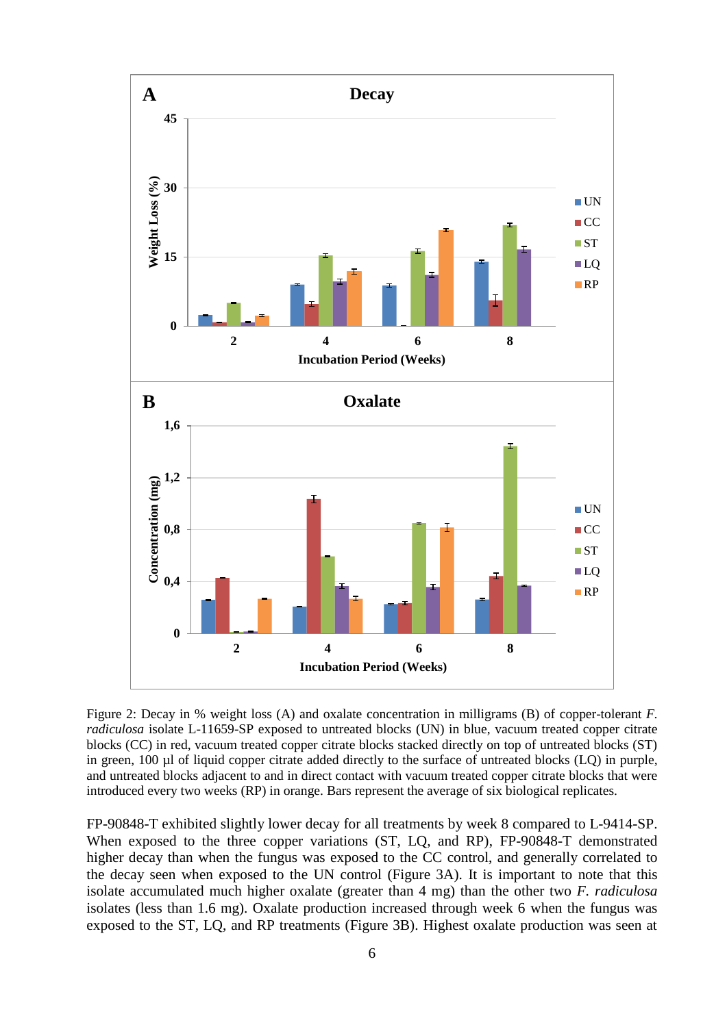Figure 2: Decay in % weight loss (A) and oxalate concentration in milligrams (B) of copper-tolerant *F. radiculosa* isolate L-11659-SP exposed to untreated blocks (UN) in blue, vacuum treated copper citrate blocks (CC) in red, vacuum treated copper citrate blocks stacked directly on top of untreated blocks (ST) in green, 100 µl of liquid copper citrate added directly to the surface of untreated blocks (LQ) in purple, and untreated blocks adjacent to and in direct contact with vacuum treated copper citrate blocks that were introduced every two weeks (RP) in orange. Bars represent the average of six biological replicates.

FP-90848-T exhibited slightly lower decay for all treatments by week 8 compared to L-9414-SP. When exposed to the three copper variations (ST, LQ, and RP), FP-90848-T demonstrated higher decay than when the fungus was exposed to the CC control, and generally correlated to the decay seen when exposed to the UN control (Figure 3A). It is important to note that this isolate accumulated much higher oxalate (greater than 4 mg) than the other two *F. radiculosa* isolates (less than 1.6 mg). Oxalate production increased through week 6 when the fungus was exposed to the ST, LQ, and RP treatments (Figure 3B). Highest oxalate production was seen at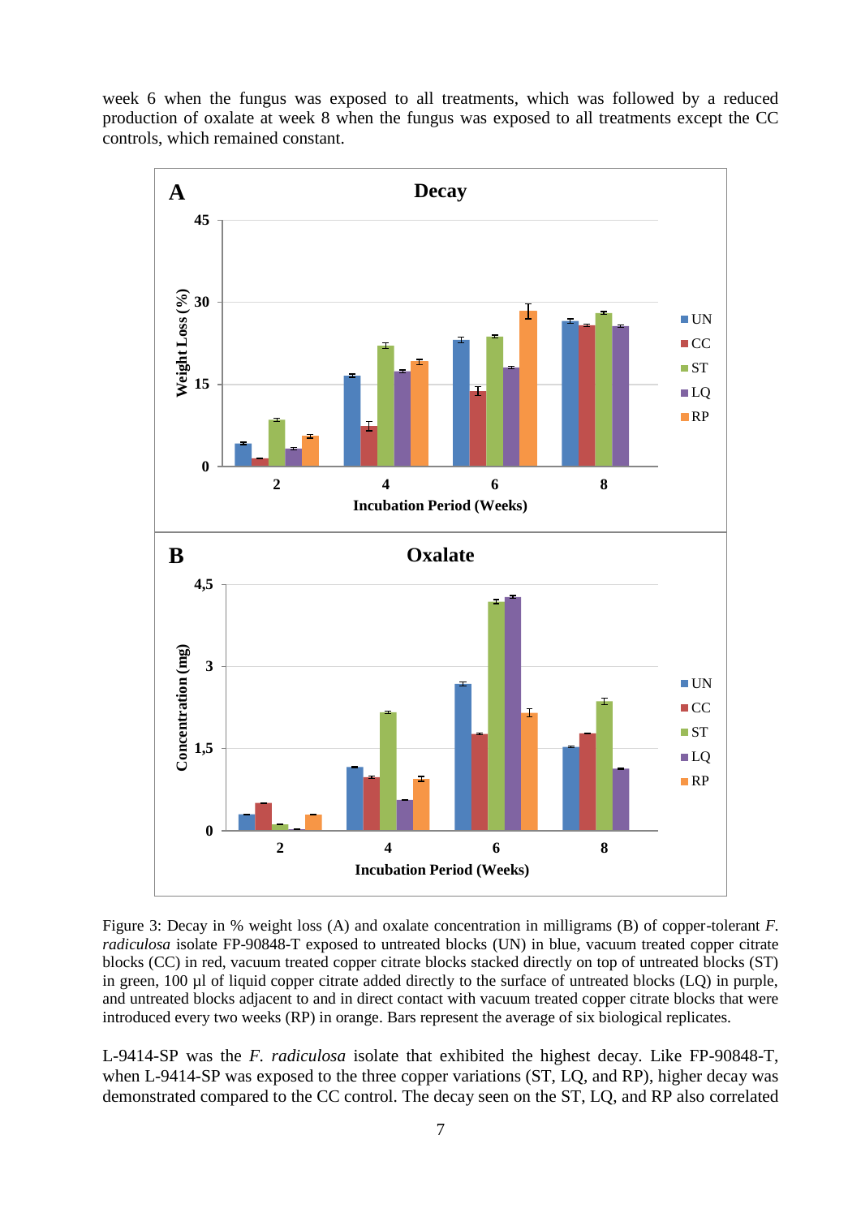week 6 when the fungus was exposed to all treatments, which was followed by a reduced production of oxalate at week 8 when the fungus was exposed to all treatments except the CC controls, which remained constant.

Figure 3: Decay in % weight loss (A) and oxalate concentration in milligrams (B) of copper-tolerant *F. radiculosa* isolate FP-90848-T exposed to untreated blocks (UN) in blue, vacuum treated copper citrate blocks (CC) in red, vacuum treated copper citrate blocks stacked directly on top of untreated blocks (ST) in green, 100 µl of liquid copper citrate added directly to the surface of untreated blocks (LQ) in purple, and untreated blocks adjacent to and in direct contact with vacuum treated copper citrate blocks that were introduced every two weeks (RP) in orange. Bars represent the average of six biological replicates.

L-9414-SP was the *F. radiculosa* isolate that exhibited the highest decay. Like FP-90848-T, when L-9414-SP was exposed to the three copper variations (ST, LQ, and RP), higher decay was demonstrated compared to the CC control. The decay seen on the ST, LQ, and RP also correlated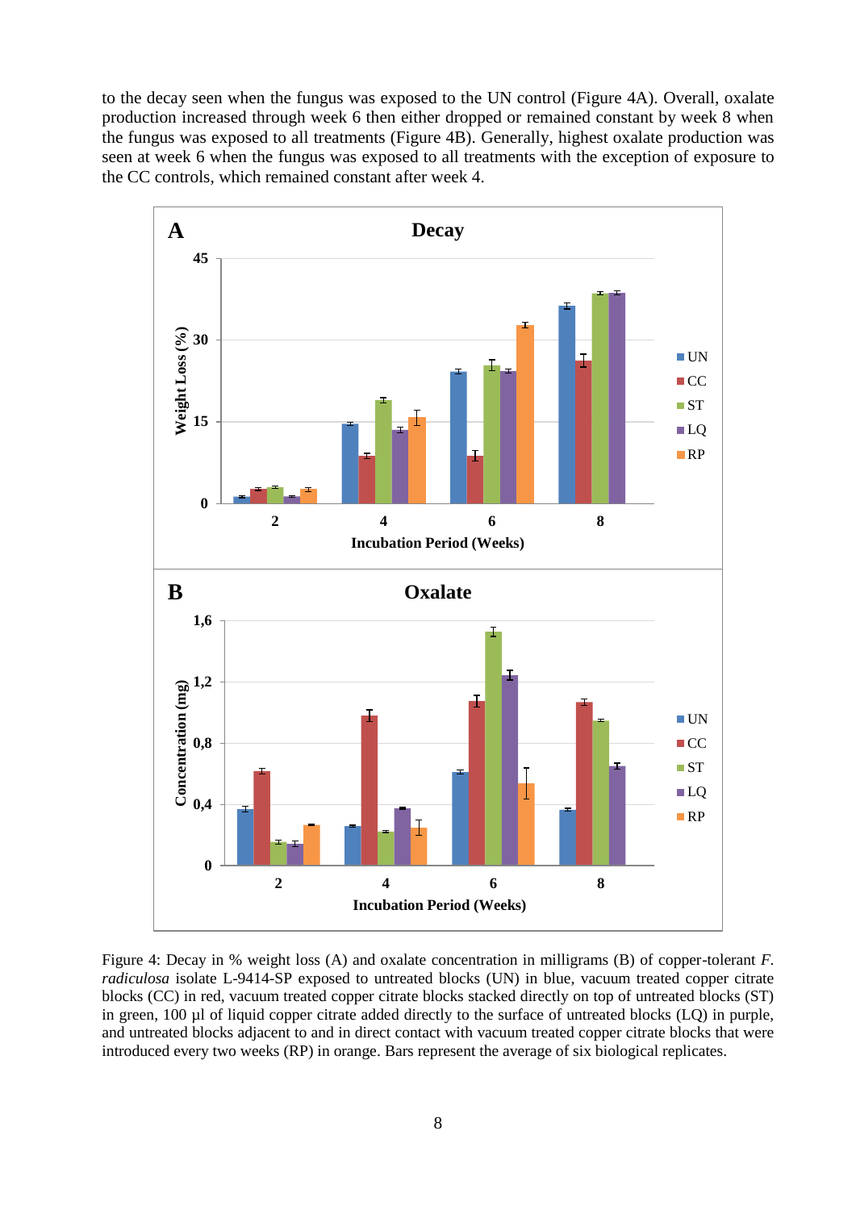to the decay seen when the fungus was exposed to the UN control (Figure 4A). Overall, oxalate production increased through week 6 then either dropped or remained constant by week 8 when the fungus was exposed to all treatments (Figure 4B). Generally, highest oxalate production was seen at week 6 when the fungus was exposed to all treatments with the exception of exposure to the CC controls, which remained constant after week 4.

Figure 4: Decay in % weight loss (A) and oxalate concentration in milligrams (B) of copper-tolerant *F. radiculosa* isolate L-9414-SP exposed to untreated blocks (UN) in blue, vacuum treated copper citrate blocks (CC) in red, vacuum treated copper citrate blocks stacked directly on top of untreated blocks (ST) in green, 100 µl of liquid copper citrate added directly to the surface of untreated blocks (LQ) in purple, and untreated blocks adjacent to and in direct contact with vacuum treated copper citrate blocks that were introduced every two weeks (RP) in orange. Bars represent the average of six biological replicates.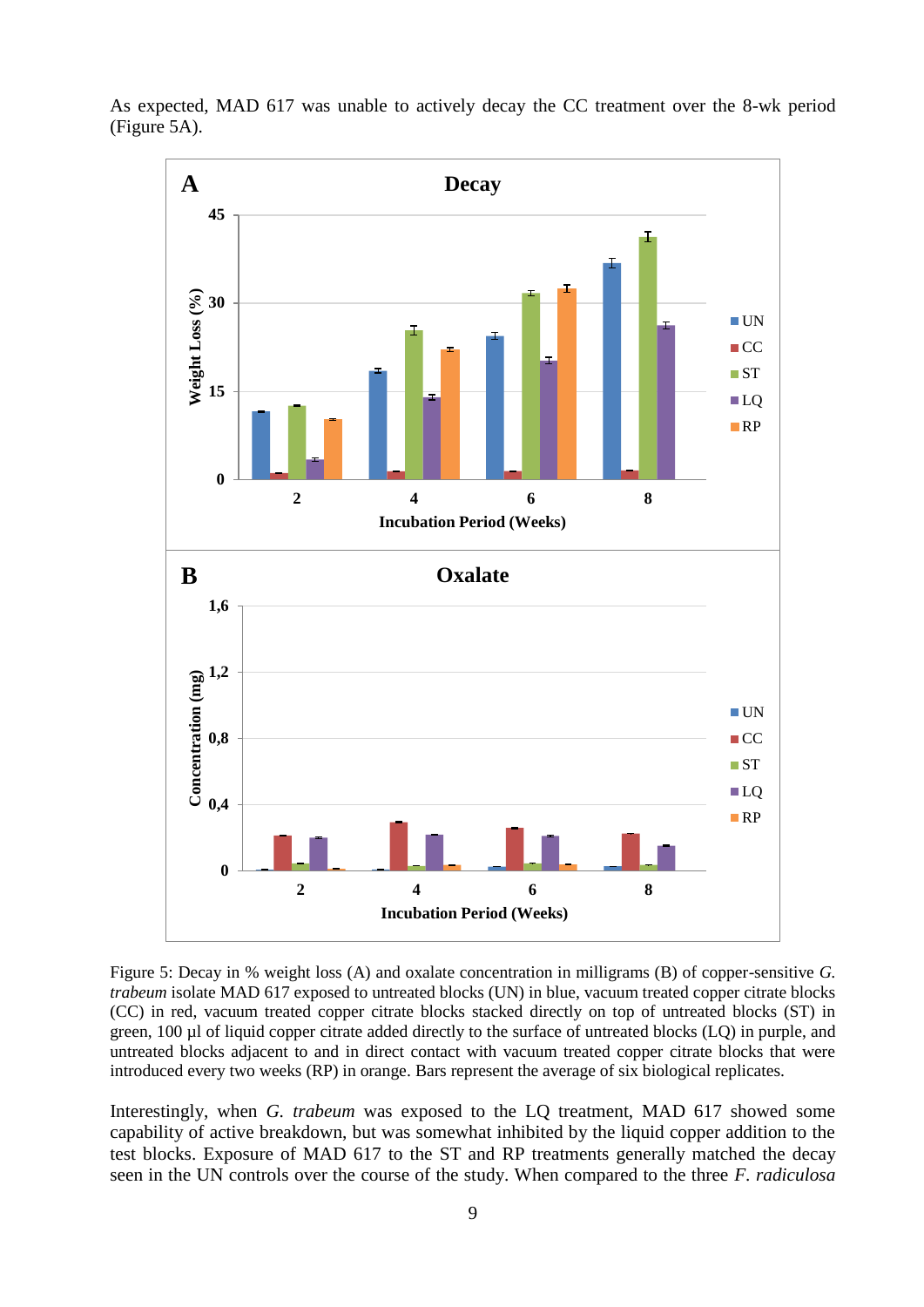As expected, MAD 617 was unable to actively decay the CC treatment over the 8-wk period (Figure 5A).

Figure 5: Decay in % weight loss (A) and oxalate concentration in milligrams (B) of copper-sensitive *G. trabeum* isolate MAD 617 exposed to untreated blocks (UN) in blue, vacuum treated copper citrate blocks (CC) in red, vacuum treated copper citrate blocks stacked directly on top of untreated blocks (ST) in green, 100 µl of liquid copper citrate added directly to the surface of untreated blocks (LQ) in purple, and untreated blocks adjacent to and in direct contact with vacuum treated copper citrate blocks that were introduced every two weeks (RP) in orange. Bars represent the average of six biological replicates.

Interestingly, when *G. trabeum* was exposed to the LQ treatment, MAD 617 showed some capability of active breakdown, but was somewhat inhibited by the liquid copper addition to the test blocks. Exposure of MAD 617 to the ST and RP treatments generally matched the decay seen in the UN controls over the course of the study. When compared to the three *F. radiculosa*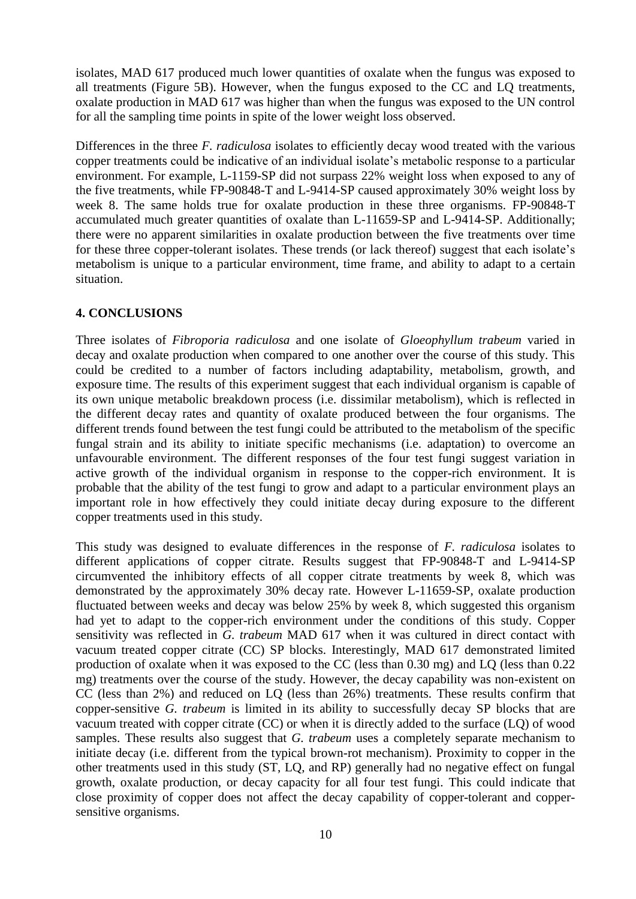isolates, MAD 617 produced much lower quantities of oxalate when the fungus was exposed to all treatments (Figure 5B). However, when the fungus exposed to the CC and LQ treatments, oxalate production in MAD 617 was higher than when the fungus was exposed to the UN control for all the sampling time points in spite of the lower weight loss observed.

Differences in the three *F. radiculosa* isolates to efficiently decay wood treated with the various copper treatments could be indicative of an individual isolate's metabolic response to a particular environment. For example, L-1159-SP did not surpass 22% weight loss when exposed to any of the five treatments, while FP-90848-T and L-9414-SP caused approximately 30% weight loss by week 8. The same holds true for oxalate production in these three organisms. FP-90848-T accumulated much greater quantities of oxalate than L-11659-SP and L-9414-SP. Additionally; there were no apparent similarities in oxalate production between the five treatments over time for these three copper-tolerant isolates. These trends (or lack thereof) suggest that each isolate's metabolism is unique to a particular environment, time frame, and ability to adapt to a certain situation.

## 4. CONCLUSIONS

Three isolates of *Fibroporia radiculosa* and one isolate of *Gloeophyllum trabeum* varied in decay and oxalate production when compared to one another over the course of this study. This could be credited to a number of factors including adaptability, metabolism, growth, and exposure time. The results of this experiment suggest that each individual organism is capable of its own unique metabolic breakdown process (i.e. dissimilar metabolism), which is reflected in the different decay rates and quantity of oxalate produced between the four organisms. The different trends found between the test fungi could be attributed to the metabolism of the specific fungal strain and its ability to initiate specific mechanisms (i.e. adaptation) to overcome an unfavourable environment. The different responses of the four test fungi suggest variation in active growth of the individual organism in response to the copper-rich environment. It is probable that the ability of the test fungi to grow and adapt to a particular environment plays an important role in how effectively they could initiate decay during exposure to the different copper treatments used in this study.

This study was designed to evaluate differences in the response of *F. radiculosa* isolates to different applications of copper citrate. Results suggest that FP-90848-T and L-9414-SP circumvented the inhibitory effects of all copper citrate treatments by week 8, which was demonstrated by the approximately 30% decay rate. However L-11659-SP, oxalate production fluctuated between weeks and decay was below 25% by week 8, which suggested this organism had yet to adapt to the copper-rich environment under the conditions of this study. Copper sensitivity was reflected in *G. trabeum* MAD 617 when it was cultured in direct contact with vacuum treated copper citrate (CC) SP blocks. Interestingly, MAD 617 demonstrated limited production of oxalate when it was exposed to the CC (less than 0.30 mg) and LQ (less than 0.22 mg) treatments over the course of the study. However, the decay capability was non-existent on CC (less than 2%) and reduced on LQ (less than 26%) treatments. These results confirm that copper-sensitive *G. trabeum* is limited in its ability to successfully decay SP blocks that are vacuum treated with copper citrate (CC) or when it is directly added to the surface (LQ) of wood samples. These results also suggest that *G. trabeum* uses a completely separate mechanism to initiate decay (i.e. different from the typical brown-rot mechanism). Proximity to copper in the other treatments used in this study (ST, LQ, and RP) generally had no negative effect on fungal growth, oxalate production, or decay capacity for all four test fungi. This could indicate that close proximity of copper does not affect the decay capability of copper-tolerant and copper-sensitive organisms.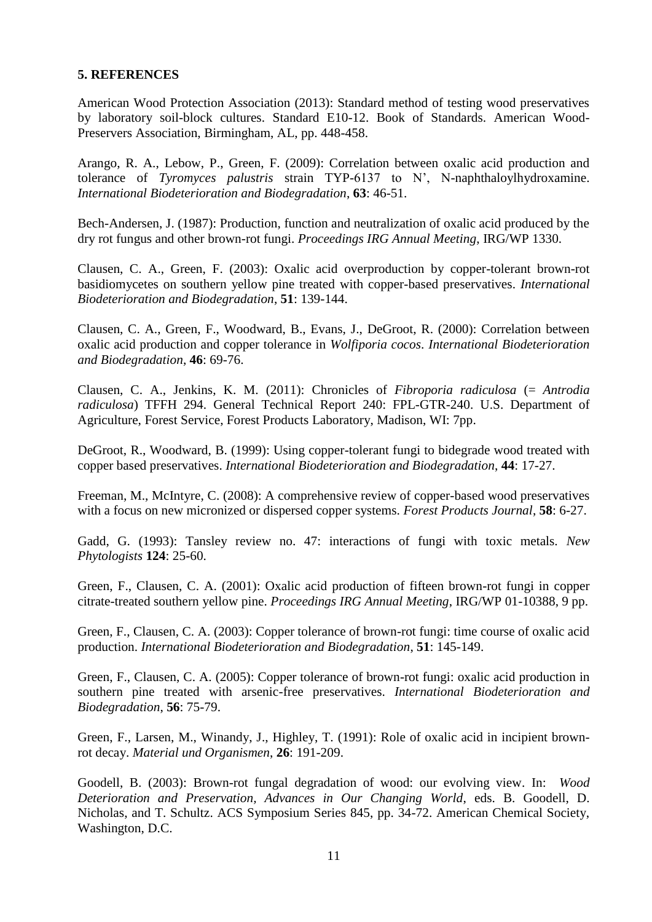## 5. REFERENCES

American Wood Protection Association (2013): Standard method of testing wood preservatives by laboratory soil-block cultures. Standard E10-12. Book of Standards. American Wood-Preservers Association, Birmingham, AL, pp. 448-458.

Arango, R. A., Lebow, P., Green, F. (2009): Correlation between oxalic acid production and tolerance of *Tyromyces palustris* strain TYP-6137 to N', N-naphthaloylhydroxamine. *International Biodeterioration and Biodegradation*, **63**: 46-51.

Bech-Andersen, J. (1987): Production, function and neutralization of oxalic acid produced by the dry rot fungus and other brown-rot fungi. *Proceedings IRG Annual Meeting*, IRG/WP 1330.

Clausen, C. A., Green, F. (2003): Oxalic acid overproduction by copper-tolerant brown-rot basidiomycetes on southern yellow pine treated with copper-based preservatives. *International Biodeterioration and Biodegradation*, **51**: 139-144.

Clausen, C. A., Green, F., Woodward, B., Evans, J., DeGroot, R. (2000): Correlation between oxalic acid production and copper tolerance in *Wolfiporia cocos*. *International Biodeterioration and Biodegradation*, **46**: 69-76.

Clausen, C. A., Jenkins, K. M. (2011): Chronicles of *Fibroporia radiculosa* (= *Antrodia radiculosa*) TFFH 294. General Technical Report 240: FPL-GTR-240. U.S. Department of Agriculture, Forest Service, Forest Products Laboratory, Madison, WI: 7pp.

DeGroot, R., Woodward, B. (1999): Using copper-tolerant fungi to bidegrade wood treated with copper based preservatives. *International Biodeterioration and Biodegradation*, **44**: 17-27.

Freeman, M., McIntyre, C. (2008): A comprehensive review of copper-based wood preservatives with a focus on new micronized or dispersed copper systems. *Forest Products Journal*, **58**: 6-27.

Gadd, G. (1993): Tansley review no. 47: interactions of fungi with toxic metals. *New Phytologists* **124**: 25-60.

Green, F., Clausen, C. A. (2001): Oxalic acid production of fifteen brown-rot fungi in copper citrate-treated southern yellow pine. *Proceedings IRG Annual Meeting*, IRG/WP 01-10388, 9 pp.

Green, F., Clausen, C. A. (2003): Copper tolerance of brown-rot fungi: time course of oxalic acid production. *International Biodeterioration and Biodegradation*, **51**: 145-149.

Green, F., Clausen, C. A. (2005): Copper tolerance of brown-rot fungi: oxalic acid production in southern pine treated with arsenic-free preservatives. *International Biodeterioration and Biodegradation*, **56**: 75-79.

Green, F., Larsen, M., Winandy, J., Highley, T. (1991): Role of oxalic acid in incipient brown-rot decay. *Material und Organismen*, **26**: 191-209.

Goodell, B. (2003): Brown-rot fungal degradation of wood: our evolving view. In: *Wood Deterioration and Preservation, Advances in Our Changing World*, eds. B. Goodell, D. Nicholas, and T. Schultz. ACS Symposium Series 845, pp. 34-72. American Chemical Society, Washington, D.C.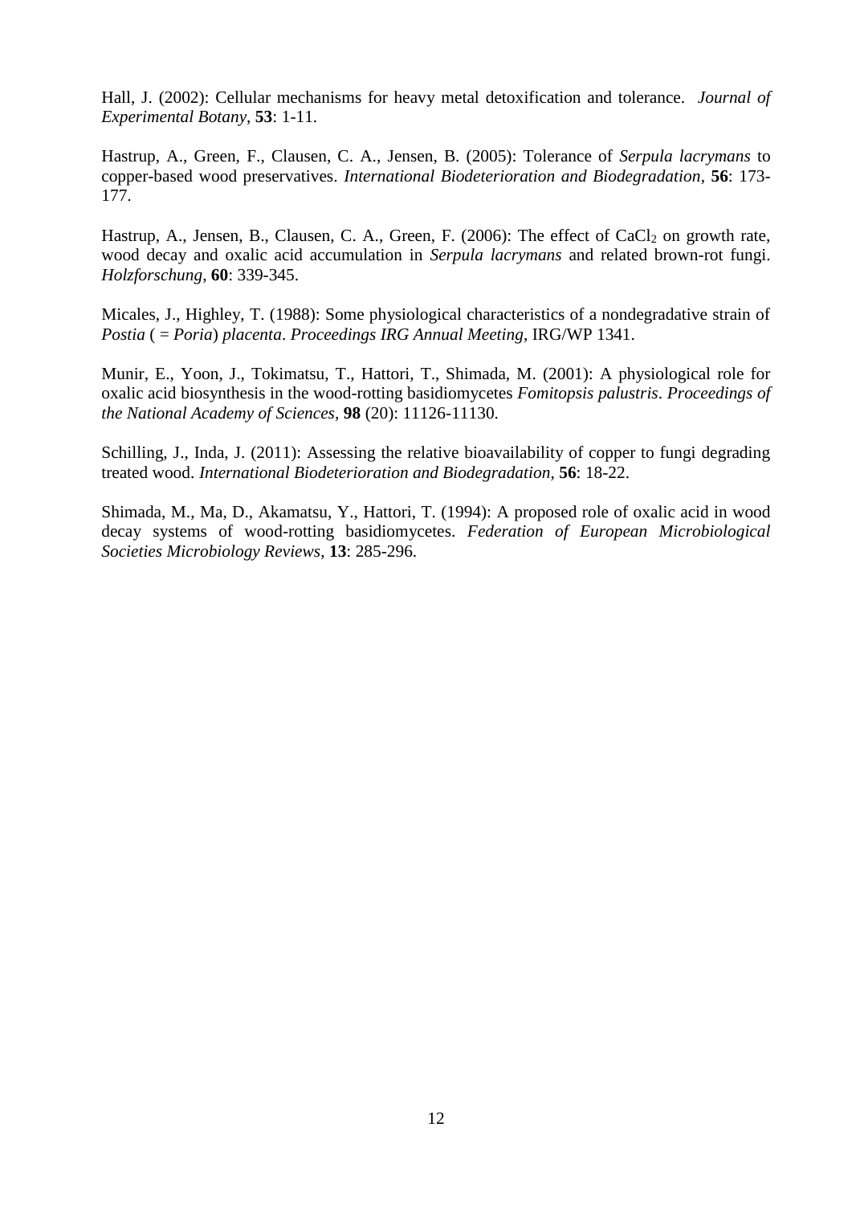Hall, J. (2002): Cellular mechanisms for heavy metal detoxification and tolerance. *Journal of Experimental Botany*, **53**: 1-11.

Hastrup, A., Green, F., Clausen, C. A., Jensen, B. (2005): Tolerance of *Serpula lacrymans* to copper-based wood preservatives. *International Biodeterioration and Biodegradation*, **56**: 173-177.

Hastrup, A., Jensen, B., Clausen, C. A., Green, F. (2006): The effect of $CaCl_2$ on growth rate, wood decay and oxalic acid accumulation in *Serpula lacrymans* and related brown-rot fungi. *Holzforschung*, **60**: 339-345.

Micales, J., Highley, T. (1988): Some physiological characteristics of a nondegradative strain of *Postia* ( = *Poria*) *placenta*. *Proceedings IRG Annual Meeting*, IRG/WP 1341.

Munir, E., Yoon, J., Tokimatsu, T., Hattori, T., Shimada, M. (2001): A physiological role for oxalic acid biosynthesis in the wood-rotting basidiomycetes *Fomitopsis palustris*. *Proceedings of the National Academy of Sciences*, **98** (20): 11126-11130.

Schilling, J., Inda, J. (2011): Assessing the relative bioavailability of copper to fungi degrading treated wood. *International Biodeterioration and Biodegradation*, **56**: 18-22.

Shimada, M., Ma, D., Akamatsu, Y., Hattori, T. (1994): A proposed role of oxalic acid in wood decay systems of wood-rotting basidiomycetes. *Federation of European Microbiological Societies Microbiology Reviews*, **13**: 285-296.